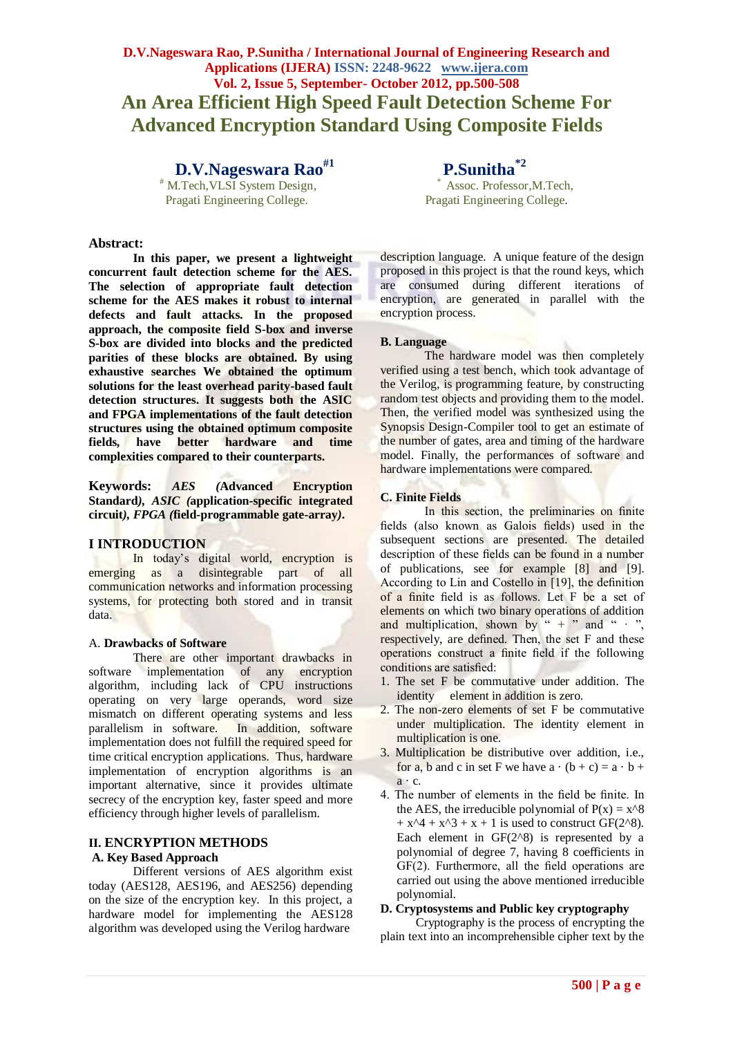# An Area Efficient High Speed Fault Detection Scheme For Advanced Encryption Standard Using Composite Fields

**D.V.Nageswara Rao[#1]**
[#] M.Tech,VLSI System Design,
Pragati Engineering College.

**P.Sunitha[*2]**
[*] Assoc. Professor,M.Tech,
Pragati Engineering College.

## Abstract:

**In this paper, we present a lightweight concurrent fault detection scheme for the AES. The selection of appropriate fault detection scheme for the AES makes it robust to internal defects and fault attacks. In the proposed approach, the composite field S-box and inverse S-box are divided into blocks and the predicted parities of these blocks are obtained. By using exhaustive searches We obtained the optimum solutions for the least overhead parity-based fault detection structures. It suggests both the ASIC and FPGA implementations of the fault detection structures using the obtained optimum composite fields, have better hardware and time complexities compared to their counterparts.**

**Keywords:** ***AES (*****Advanced Encryption Standard*****), ASIC (*****application-specific integrated circuit*****), FPGA (*****field-programmable gate-array*****).**

## I INTRODUCTION

In today's digital world, encryption is emerging as a disintegrable part of all communication networks and information processing systems, for protecting both stored and in transit data.

### A. Drawbacks of Software

There are other important drawbacks in software implementation of any encryption algorithm, including lack of CPU instructions operating on very large operands, word size mismatch on different operating systems and less parallelism in software. In addition, software implementation does not fulfill the required speed for time critical encryption applications. Thus, hardware implementation of encryption algorithms is an important alternative, since it provides ultimate secrecy of the encryption key, faster speed and more efficiency through higher levels of parallelism.

## II. ENCRYPTION METHODS

### A. Key Based Approach

Different versions of AES algorithm exist today (AES128, AES196, and AES256) depending on the size of the encryption key. In this project, a hardware model for implementing the AES128 algorithm was developed using the Verilog hardware description language. A unique feature of the design proposed in this project is that the round keys, which are consumed during different iterations of encryption, are generated in parallel with the encryption process.

### B. Language

The hardware model was then completely verified using a test bench, which took advantage of the Verilog, is programming feature, by constructing random test objects and providing them to the model. Then, the verified model was synthesized using the Synopsis Design-Compiler tool to get an estimate of the number of gates, area and timing of the hardware model. Finally, the performances of software and hardware implementations were compared.

### C. Finite Fields

In this section, the preliminaries on finite fields (also known as Galois fields) used in the subsequent sections are presented. The detailed description of these fields can be found in a number of publications, see for example [8] and [9]. According to Lin and Costello in [19], the definition of a finite field is as follows. Let F be a set of elements on which two binary operations of addition and multiplication, shown by " + " and " · ", respectively, are defined. Then, the set F and these operations construct a finite field if the following conditions are satisfied:

1. The set F be commutative under addition. The identity element in addition is zero.
2. The non-zero elements of set F be commutative under multiplication. The identity element in multiplication is one.
3. Multiplication be distributive over addition, i.e., for a, b and c in set F we have $a \cdot (b + c) = a \cdot b + a \cdot c$.
4. The number of elements in the field be finite. In the AES, the irreducible polynomial of $P(x) = x^8 + x^4 + x^3 + x + 1$ is used to construct $GF(2^8)$. Each element in $GF(2^8)$ is represented by a polynomial of degree 7, having 8 coefficients in GF(2). Furthermore, all the field operations are carried out using the above mentioned irreducible polynomial.

### D. Cryptosystems and Public key cryptography

Cryptography is the process of encrypting the plain text into an incomprehensible cipher text by the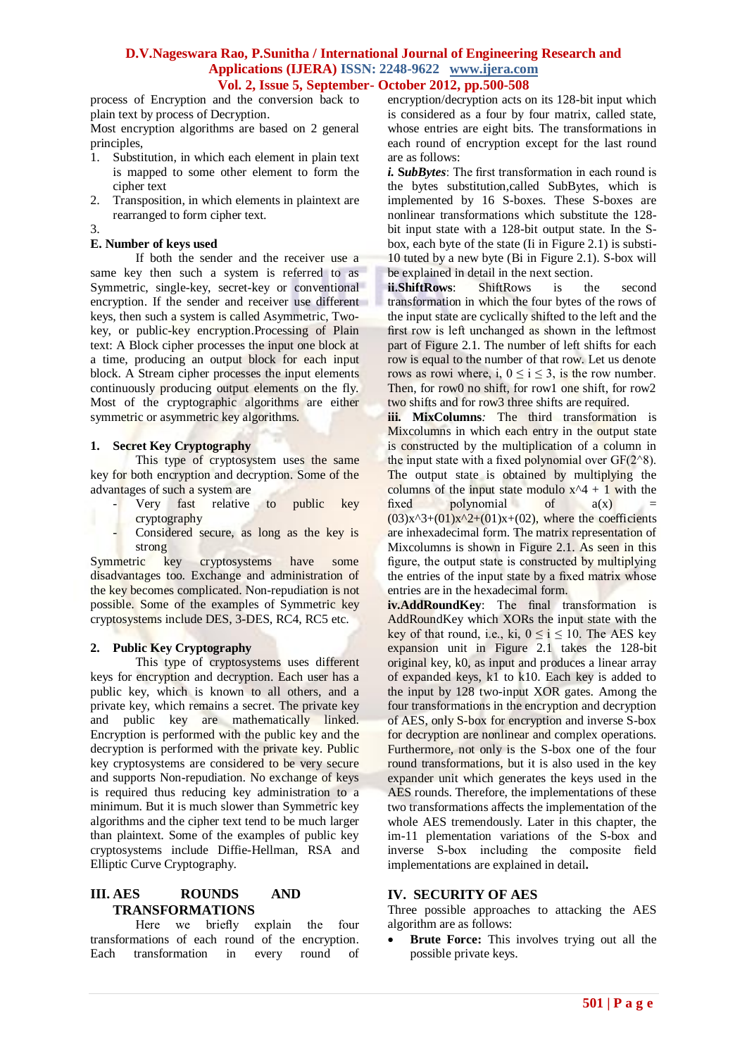process of Encryption and the conversion back to plain text by process of Decryption.

Most encryption algorithms are based on 2 general principles,

1. Substitution, in which each element in plain text is mapped to some other element to form the cipher text
2. Transposition, in which elements in plaintext are rearranged to form cipher text.
3. 

**E. Number of keys used**

If both the sender and the receiver use a same key then such a system is referred to as Symmetric, single-key, secret-key or conventional encryption. If the sender and receiver use different keys, then such a system is called Asymmetric, Two-key, or public-key encryption.Processing of Plain text: A Block cipher processes the input one block at a time, producing an output block for each input block. A Stream cipher processes the input elements continuously producing output elements on the fly. Most of the cryptographic algorithms are either symmetric or asymmetric key algorithms.

**1. Secret Key Cryptography**

This type of cryptosystem uses the same key for both encryption and decryption. Some of the advantages of such a system are

- Very fast relative to public key cryptography
- Considered secure, as long as the key is strong

Symmetric key cryptosystems have some disadvantages too. Exchange and administration of the key becomes complicated. Non-repudiation is not possible. Some of the examples of Symmetric key cryptosystems include DES, 3-DES, RC4, RC5 etc.

**2. Public Key Cryptography**

This type of cryptosystems uses different keys for encryption and decryption. Each user has a public key, which is known to all others, and a private key, which remains a secret. The private key and public key are mathematically linked. Encryption is performed with the public key and the decryption is performed with the private key. Public key cryptosystems are considered to be very secure and supports Non-repudiation. No exchange of keys is required thus reducing key administration to a minimum. But it is much slower than Symmetric key algorithms and the cipher text tend to be much larger than plaintext. Some of the examples of public key cryptosystems include Diffie-Hellman, RSA and Elliptic Curve Cryptography.

## III. AES ROUNDS AND TRANSFORMATIONS

Here we briefly explain the four transformations of each round of the encryption. Each transformation in every round of encryption/decryption acts on its 128-bit input which is considered as a four by four matrix, called state, whose entries are eight bits. The transformations in each round of encryption except for the last round are as follows:

***i. SubBytes***: The first transformation in each round is the bytes substitution,called SubBytes, which is implemented by 16 S-boxes. These S-boxes are nonlinear transformations which substitute the 128-bit input state with a 128-bit output state. In the S-box, each byte of the state (Ii in Figure 2.1) is substi-10 tuted by a new byte (Bi in Figure 2.1). S-box will be explained in detail in the next section.

**ii.ShiftRows**: ShiftRows is the second transformation in which the four bytes of the rows of the input state are cyclically shifted to the left and the first row is left unchanged as shown in the leftmost part of Figure 2.1. The number of left shifts for each row is equal to the number of that row. Let us denote rows as rowi where, i, $0 \leq i \leq 3$, is the row number. Then, for row0 no shift, for row1 one shift, for row2 two shifts and for row3 three shifts are required.

**iii. MixColumns***:* The third transformation is Mixcolumns in which each entry in the output state is constructed by the multiplication of a column in the input state with a fixed polynomial over GF(2^8). The output state is obtained by multiplying the columns of the input state modulo x^4 + 1 with the fixed polynomial of a(x) = (03)x^3+(01)x^2+(01)x+(02), where the coefficients are inhexadecimal form. The matrix representation of Mixcolumns is shown in Figure 2.1. As seen in this figure, the output state is constructed by multiplying the entries of the input state by a fixed matrix whose entries are in the hexadecimal form.

**iv.AddRoundKey**: The final transformation is AddRoundKey which XORs the input state with the key of that round, i.e., ki, $0 \leq i \leq 10$. The AES key expansion unit in Figure 2.1 takes the 128-bit original key, k0, as input and produces a linear array of expanded keys, k1 to k10. Each key is added to the input by 128 two-input XOR gates. Among the four transformations in the encryption and decryption of AES, only S-box for encryption and inverse S-box for decryption are nonlinear and complex operations. Furthermore, not only is the S-box one of the four round transformations, but it is also used in the key expander unit which generates the keys used in the AES rounds. Therefore, the implementations of these two transformations affects the implementation of the whole AES tremendously. Later in this chapter, the im-11 plementation variations of the S-box and inverse S-box including the composite field implementations are explained in detail**.**

## IV. SECURITY OF AES

Three possible approaches to attacking the AES algorithm are as follows:

- **Brute Force:** This involves trying out all the possible private keys.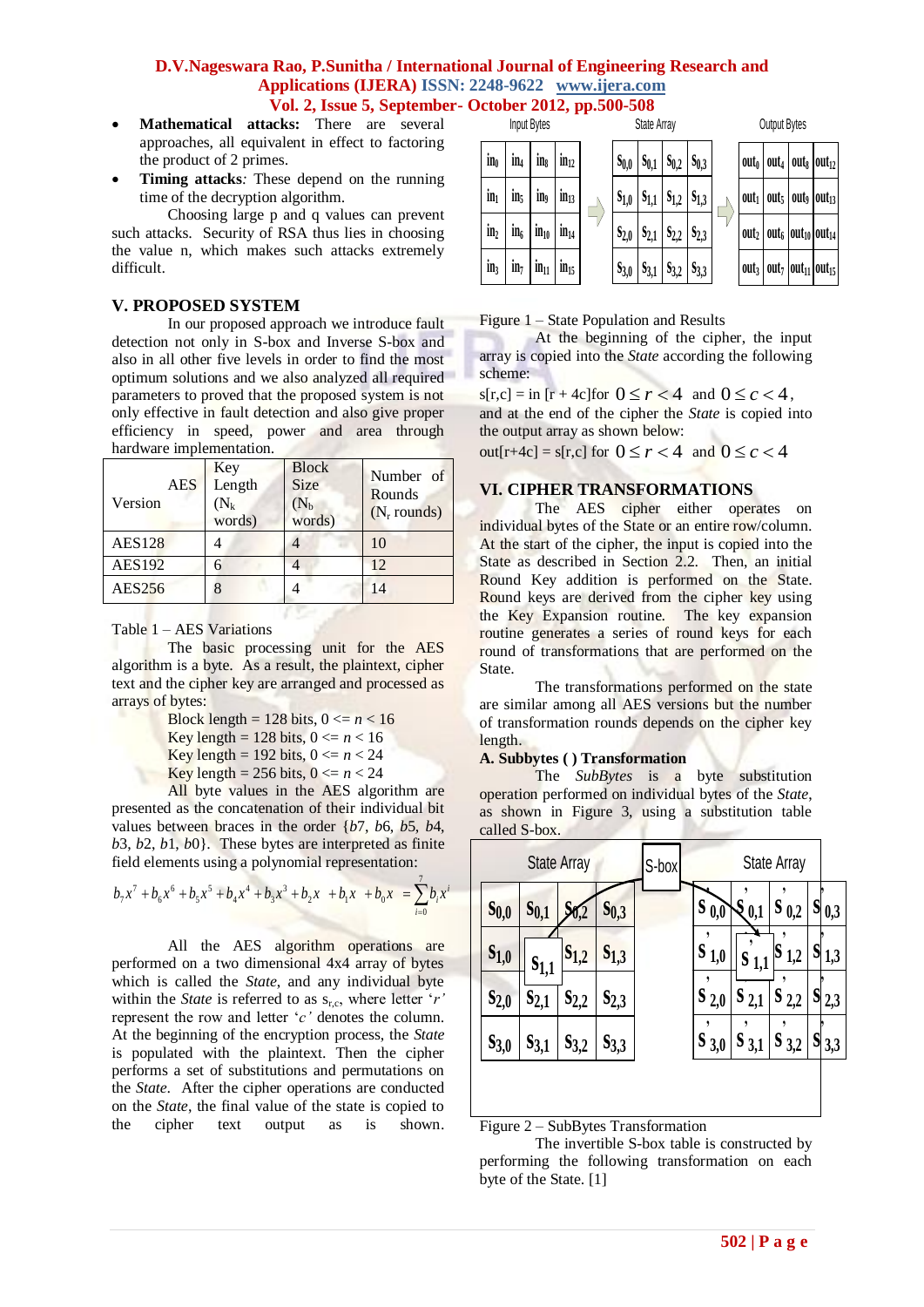- **Mathematical attacks:** There are several approaches, all equivalent in effect to factoring the product of 2 primes.
- **Timing attacks**: These depend on the running time of the decryption algorithm.

Choosing large p and q values can prevent such attacks. Security of RSA thus lies in choosing the value n, which makes such attacks extremely difficult.

## V. PROPOSED SYSTEM

In our proposed approach we introduce fault detection not only in S-box and Inverse S-box and also in all other five levels in order to find the most optimum solutions and we also analyzed all required parameters to proved that the proposed system is not only effective in fault detection and also give proper efficiency in speed, power and area through hardware implementation.

| AES Version | Key Length ($N_k$ words) | Block Size ($N_b$ words) | Number of Rounds ($N_r$ rounds) |
|---|---|---|---|
| AES128 | 4 | 4 | 10 |
| AES192 | 6 | 4 | 12 |
| AES256 | 8 | 4 | 14 |

Table 1 – AES Variations

The basic processing unit for the AES algorithm is a byte. As a result, the plaintext, cipher text and the cipher key are arranged and processed as arrays of bytes:

Block length = 128 bits, 0 <= *n* < 16
Key length = 128 bits, 0 <= *n* < 16
Key length = 192 bits, 0 <= *n* < 24
Key length = 256 bits, 0 <= *n* < 24

All byte values in the AES algorithm are presented as the concatenation of their individual bit values between braces in the order {*b*7, *b*6, *b*5, *b*4, *b*3, *b*2, *b*1, *b*0}. These bytes are interpreted as finite field elements using a polynomial representation:

$$b_7x^7 + b_6x^6 + b_5x^5 + b_4x^4 + b_3x^3 + b_2x + b_1x + b_0x = \sum_{i=0}^{7} b_ix^i$$

All the AES algorithm operations are performed on a two dimensional 4x4 array of bytes which is called the *State*, and any individual byte within the *State* is referred to as $s_{r,c}$, where letter '*r*' represent the row and letter '*c*' denotes the column. At the beginning of the encryption process, the *State* is populated with the plaintext. Then the cipher performs a set of substitutions and permutations on the *State*. After the cipher operations are conducted on the *State*, the final value of the state is copied to the cipher text output as is shown.

Figure 1 – State Population and Results

At the beginning of the cipher, the input array is copied into the *State* according the following scheme:

s[r,c] = in [r + 4c]for $0 \le r < 4$ and $0 \le c < 4$,
and at the end of the cipher the *State* is copied into the output array as shown below:
out[r+4c] = s[r,c] for $0 \le r < 4$ and $0 \le c < 4$

## VI. CIPHER TRANSFORMATIONS

The AES cipher either operates on individual bytes of the State or an entire row/column. At the start of the cipher, the input is copied into the State as described in Section 2.2. Then, an initial Round Key addition is performed on the State. Round keys are derived from the cipher key using the Key Expansion routine. The key expansion routine generates a series of round keys for each round of transformations that are performed on the State.

The transformations performed on the state are similar among all AES versions but the number of transformation rounds depends on the cipher key length.

### A. Subbytes ( ) Transformation

The *SubBytes* is a byte substitution operation performed on individual bytes of the *State*, as shown in Figure 3, using a substitution table called S-box.

Figure 2 – SubBytes Transformation

The invertible S-box table is constructed by performing the following transformation on each byte of the State. [1]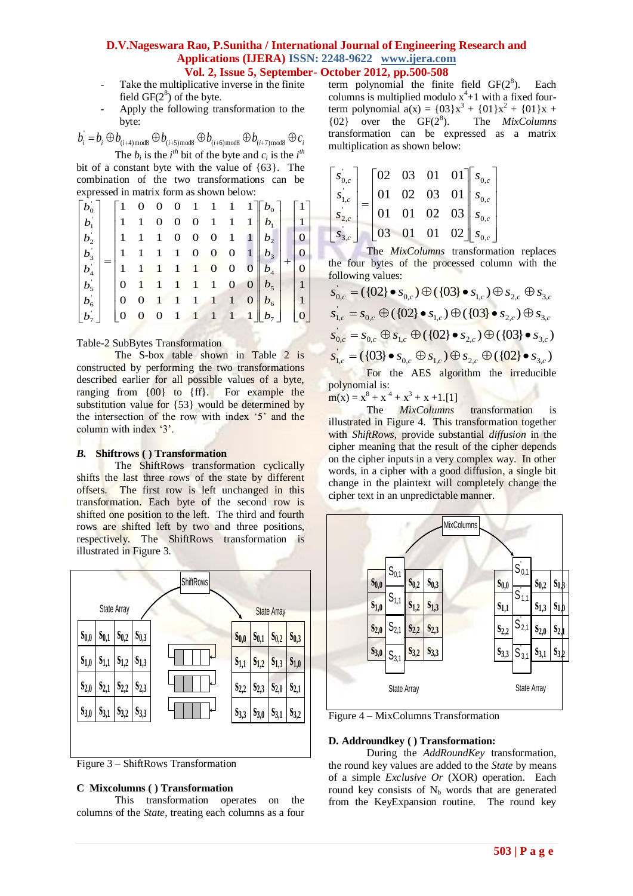- Take the multiplicative inverse in the finite field GF($2^8$) of the byte.
- Apply the following transformation to the byte:

$$b_i^{'} = b_i \oplus b_{(i+4)\bmod 8} \oplus b_{(i+5)\bmod 8} \oplus b_{(i+6)\bmod 8} \oplus b_{(i+7)\bmod 8} \oplus c_i$$

The $b_i$ is the $i^{th}$ bit of the byte and $c_i$ is the $i^{th}$ bit of a constant byte with the value of {63}. The combination of the two transformations can be expressed in matrix form as shown below:

$$\begin{bmatrix} b_0^{'} \\ b_1^{'} \\ b_2^{'} \\ b_3^{'} \\ b_4^{'} \\ b_5^{'} \\ b_6^{'} \\ b_7^{'} \end{bmatrix} = \begin{bmatrix} 1 & 0 & 0 & 0 & 1 & 1 & 1 & 1 \\ 1 & 1 & 0 & 0 & 0 & 1 & 1 & 1 \\ 1 & 1 & 1 & 0 & 0 & 0 & 1 & 1 \\ 1 & 1 & 1 & 1 & 0 & 0 & 0 & 1 \\ 1 & 1 & 1 & 1 & 1 & 0 & 0 & 0 \\ 0 & 1 & 1 & 1 & 1 & 1 & 0 & 0 \\ 0 & 0 & 1 & 1 & 1 & 1 & 1 & 0 \\ 0 & 0 & 0 & 1 & 1 & 1 & 1 & 1 \end{bmatrix} \begin{bmatrix} b_0 \\ b_1 \\ b_2 \\ b_3 \\ b_4 \\ b_5 \\ b_6 \\ b_7 \end{bmatrix} + \begin{bmatrix} 1 \\ 1 \\ 0 \\ 0 \\ 0 \\ 1 \\ 1 \\ 0 \end{bmatrix}$$

Table-2 SubBytes Transformation

The S-box table shown in Table 2 is constructed by performing the two transformations described earlier for all possible values of a byte, ranging from {00} to {ff}. For example the substitution value for {53} would be determined by the intersection of the row with index '5' and the column with index '3'.

### *B.* Shiftrows ( ) Transformation

The ShiftRows transformation cyclically shifts the last three rows of the state by different offsets. The first row is left unchanged in this transformation. Each byte of the second row is shifted one position to the left. The third and fourth rows are shifted left by two and three positions, respectively. The ShiftRows transformation is illustrated in Figure 3.

Figure 3 – ShiftRows Transformation

### C Mixcolumns ( ) Transformation

This transformation operates on the columns of the *State*, treating each columns as a four term polynomial the finite field GF($2^8$). Each columns is multiplied modulo $x^4+1$ with a fixed four-term polynomial $a(x) = \{03\}x^3 + \{01\}x^2 + \{01\}x + \{02\}$ over the GF($2^8$). The *MixColumns* transformation can be expressed as a matrix multiplication as shown below:

$$\begin{bmatrix} s_{0,c}^{'} \\ s_{1,c}^{'} \\ s_{2,c}^{'} \\ s_{3,c}^{'} \end{bmatrix} = \begin{bmatrix} 02 & 03 & 01 & 01 \\ 01 & 02 & 03 & 01 \\ 01 & 01 & 02 & 03 \\ 03 & 01 & 01 & 02 \end{bmatrix} \begin{bmatrix} s_{0,c} \\ s_{0,c} \\ s_{0,c} \\ s_{0,c} \end{bmatrix}$$

The *MixColumns* transformation replaces the four bytes of the processed column with the following values:

$$s_{0,c}^{'} = (\{02\} \bullet s_{0,c}) \oplus (\{03\} \bullet s_{1,c}) \oplus s_{2,c} \oplus s_{3,c}$$

$$s_{1,c}^{'} = s_{0,c} \oplus (\{02\} \bullet s_{1,c}) \oplus (\{03\} \bullet s_{2,c}) \oplus s_{3,c}$$

$$s_{0,c}^{'} = s_{0,c} \oplus s_{1,c} \oplus (\{02\} \bullet s_{2,c}) \oplus (\{03\} \bullet s_{3,c})$$

$$s_{1,c}^{'} = (\{03\} \bullet s_{0,c} \oplus s_{1,c}) \oplus s_{2,c} \oplus (\{02\} \bullet s_{3,c})$$

For the AES algorithm the irreducible polynomial is:

$m(x) = x^8 + x^4 + x^3 + x + 1$.[1]

The *MixColumns* transformation is illustrated in Figure 4. This transformation together with *ShiftRows*, provide substantial *diffusion* in the cipher meaning that the result of the cipher depends on the cipher inputs in a very complex way. In other words, in a cipher with a good diffusion, a single bit change in the plaintext will completely change the cipher text in an unpredictable manner.

Figure 4 – MixColumns Transformation

### D. Addroundkey ( ) Transformation:

During the *AddRoundKey* transformation, the round key values are added to the *State* by means of a simple *Exclusive Or* (XOR) operation. Each round key consists of $N_b$ words that are generated from the KeyExpansion routine. The round key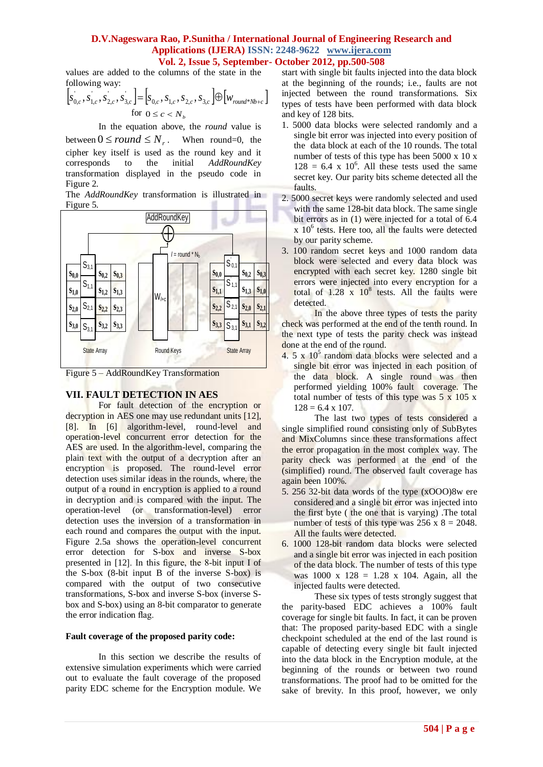values are added to the columns of the state in the following way:

$$\left[s'_{0,c}, s'_{1,c}, s'_{2,c}, s'_{3,c}\right] = \left[s_{0,c}, s_{1,c}, s_{2,c}, s_{3,c}\right] \oplus \left[w_{round*Nb+c}\right]$$

for $0 \le c < N_b$

In the equation above, the *round* value is between $0 \le round \le N_r$. When round=0, the cipher key itself is used as the round key and it corresponds to the initial *AddRoundKey* transformation displayed in the pseudo code in Figure 2.

The *AddRoundKey* transformation is illustrated in Figure 5.

Figure 5 – AddRoundKey Transformation

## VII. FAULT DETECTION IN AES

For fault detection of the encryption or decryption in AES one may use redundant units [12], [8]. In [6] algorithm-level, round-level and operation-level concurrent error detection for the AES are used. In the algorithm-level, comparing the plain text with the output of a decryption after an encryption is proposed. The round-level error detection uses similar ideas in the rounds, where, the output of a round in encryption is applied to a round in decryption and is compared with the input. The operation-level (or transformation-level) error detection uses the inversion of a transformation in each round and compares the output with the input. Figure 2.5a shows the operation-level concurrent error detection for S-box and inverse S-box presented in [12]. In this figure, the 8-bit input I of the S-box (8-bit input B of the inverse S-box) is compared with the output of two consecutive transformations, S-box and inverse S-box (inverse S-box and S-box) using an 8-bit comparator to generate the error indication flag.

**Fault coverage of the proposed parity code:**

In this section we describe the results of extensive simulation experiments which were carried out to evaluate the fault coverage of the proposed parity EDC scheme for the Encryption module. We start with single bit faults injected into the data block at the beginning of the rounds; i.e., faults are not injected between the round transformations. Six types of tests have been performed with data block and key of 128 bits.

1. 5000 data blocks were selected randomly and a single bit error was injected into every position of the data block at each of the 10 rounds. The total number of tests of this type has been 5000 x 10 x 128 = 6.4 x $10^6$. All these tests used the same secret key. Our parity bits scheme detected all the faults.
2. 5000 secret keys were randomly selected and used with the same 128-bit data block. The same single bit errors as in (1) were injected for a total of 6.4 x $10^6$ tests. Here too, all the faults were detected by our parity scheme.
3. 100 random secret keys and 1000 random data block were selected and every data block was encrypted with each secret key. 1280 single bit errors were injected into every encryption for a total of 1.28 x $10^8$ tests. All the faults were detected.

In the above three types of tests the parity check was performed at the end of the tenth round. In the next type of tests the parity check was instead done at the end of the round.

4. 5 x $10^5$ random data blocks were selected and a single bit error was injected in each position of the data block. A single round was then performed yielding 100% fault coverage. The total number of tests of this type was 5 x 105 x 128 = 6.4 x 107.

The last two types of tests considered a single simplified round consisting only of SubBytes and MixColumns since these transformations affect the error propagation in the most complex way. The parity check was performed at the end of the (simplified) round. The observed fault coverage has again been 100%.

5. 256 32-bit data words of the type (xOOO)8w ere considered and a single bit error was injected into the first byte ( the one that is varying) .The total number of tests of this type was 256 x 8 = 2048. All the faults were detected.
6. 1000 128-bit random data blocks were selected and a single bit error was injected in each position of the data block. The number of tests of this type was 1000 x 128 = 1.28 x 104. Again, all the injected faults were detected.

These six types of tests strongly suggest that the parity-based EDC achieves a 100% fault coverage for single bit faults. In fact, it can be proven that: The proposed parity-based EDC with a single checkpoint scheduled at the end of the last round is capable of detecting every single bit fault injected into the data block in the Encryption module, at the beginning of the rounds or between two round transformations. The proof had to be omitted for the sake of brevity. In this proof, however, we only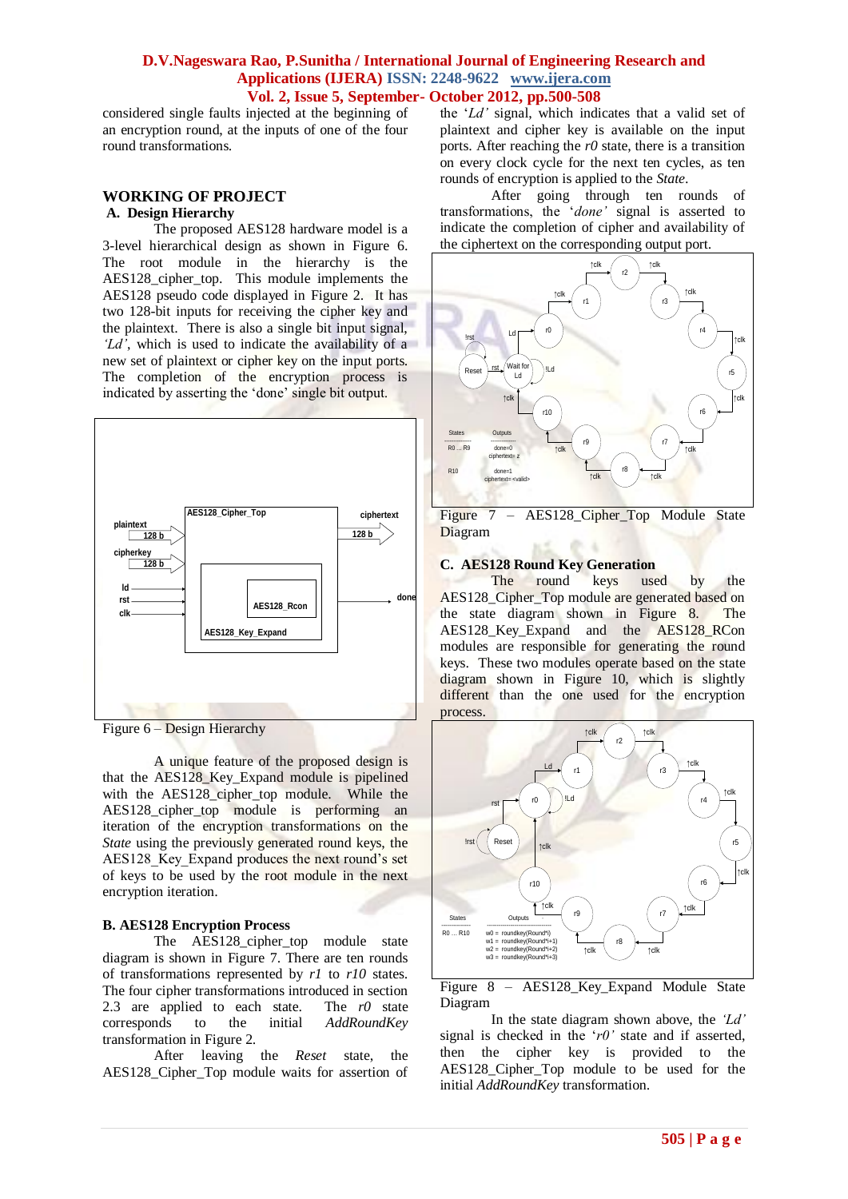considered single faults injected at the beginning of an encryption round, at the inputs of one of the four round transformations.

## WORKING OF PROJECT

### A. Design Hierarchy

The proposed AES128 hardware model is a 3-level hierarchical design as shown in Figure 6. The root module in the hierarchy is the AES128_cipher_top. This module implements the AES128 pseudo code displayed in Figure 2. It has two 128-bit inputs for receiving the cipher key and the plaintext. There is also a single bit input signal, *'Ld'*, which is used to indicate the availability of a new set of plaintext or cipher key on the input ports. The completion of the encryption process is indicated by asserting the 'done' single bit output.

Figure 6 – Design Hierarchy

A unique feature of the proposed design is that the AES128_Key_Expand module is pipelined with the AES128_cipher_top module. While the AES128_cipher_top module is performing an iteration of the encryption transformations on the *State* using the previously generated round keys, the AES128_Key_Expand produces the next round's set of keys to be used by the root module in the next encryption iteration.

### B. AES128 Encryption Process

The AES128_cipher_top module state diagram is shown in Figure 7. There are ten rounds of transformations represented by *r1* to *r10* states. The four cipher transformations introduced in section 2.3 are applied to each state. The *r0* state corresponds to the initial *AddRoundKey* transformation in Figure 2.

After leaving the *Reset* state, the AES128_Cipher_Top module waits for assertion of the *'Ld'* signal, which indicates that a valid set of plaintext and cipher key is available on the input ports. After reaching the *r0* state, there is a transition on every clock cycle for the next ten cycles, as ten rounds of encryption is applied to the *State*.

After going through ten rounds of transformations, the *'done'* signal is asserted to indicate the completion of cipher and availability of the ciphertext on the corresponding output port.

Figure 7 – AES128_Cipher_Top Module State Diagram

### C. AES128 Round Key Generation

The round keys used by the AES128_Cipher_Top module are generated based on the state diagram shown in Figure 8. The AES128_Key_Expand and the AES128_RCon modules are responsible for generating the round keys. These two modules operate based on the state diagram shown in Figure 10, which is slightly different than the one used for the encryption process.

Figure 8 – AES128_Key_Expand Module State Diagram

In the state diagram shown above, the *'Ld'* signal is checked in the '*r0'* state and if asserted, then the cipher key is provided to the AES128_Cipher_Top module to be used for the initial *AddRoundKey* transformation.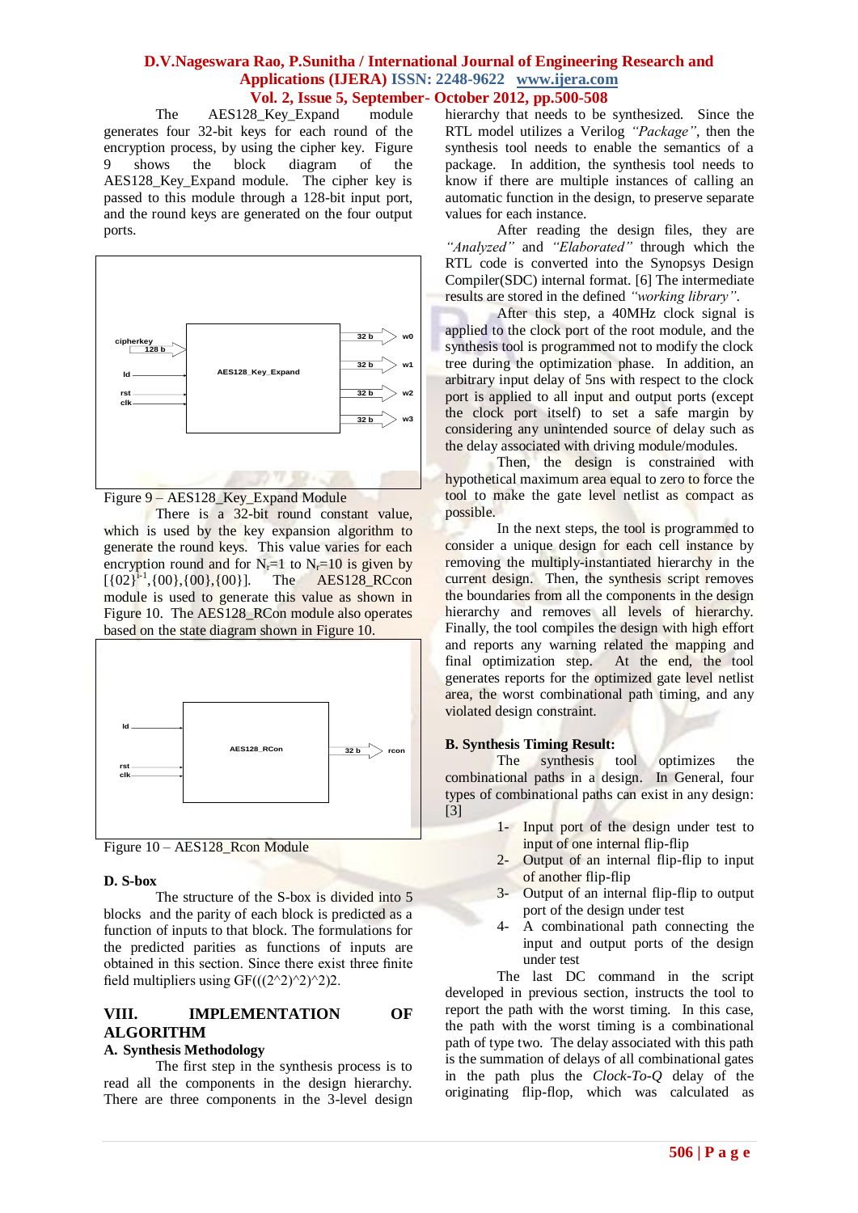The AES128_Key_Expand module generates four 32-bit keys for each round of the encryption process, by using the cipher key. Figure 9 shows the block diagram of AES128_Key_Expand module. The cipher key is passed to this module through a 128-bit input port, and the round keys are generated on the four output ports.

Figure 9 – AES128_Key_Expand Module

There is a 32-bit round constant value, which is used by the key expansion algorithm to generate the round keys. This value varies for each encryption round and for $N_r$=1 to $N_r$=10 is given by [{02}$^{i-1}$,{00},{00},{00}]. The AES128_RCcon module is used to generate this value as shown in Figure 10. The AES128_RCon module also operates based on the state diagram shown in Figure 10.

Figure 10 – AES128_Rcon Module

**D. S-box**

The structure of the S-box is divided into 5 blocks and the parity of each block is predicted as a function of inputs to that block. The formulations for the predicted parities as functions of inputs are obtained in this section. Since there exist three finite field multipliers using GF(((2^2)^2)^2)2.

## VIII. IMPLEMENTATION OF ALGORITHM

### A. Synthesis Methodology

The first step in the synthesis process is to read all the components in the design hierarchy. There are three components in the 3-level design hierarchy that needs to be synthesized. Since the RTL model utilizes a Verilog *"Package"*, then the synthesis tool needs to enable the semantics of a package. In addition, the synthesis tool needs to know if there are multiple instances of calling an automatic function in the design, to preserve separate values for each instance.

After reading the design files, they are *"Analyzed"* and *"Elaborated"* through which the RTL code is converted into the Synopsys Design Compiler(SDC) internal format. [6] The intermediate results are stored in the defined *"working library"*.

After this step, a 40MHz clock signal is applied to the clock port of the root module, and the synthesis tool is programmed not to modify the clock tree during the optimization phase. In addition, an arbitrary input delay of 5ns with respect to the clock port is applied to all input and output ports (except the clock port itself) to set a safe margin by considering any unintended source of delay such as the delay associated with driving module/modules.

Then, the design is constrained with hypothetical maximum area equal to zero to force the tool to make the gate level netlist as compact as possible.

In the next steps, the tool is programmed to consider a unique design for each cell instance by removing the multiply-instantiated hierarchy in the current design. Then, the synthesis script removes the boundaries from all the components in the design hierarchy and removes all levels of hierarchy. Finally, the tool compiles the design with high effort and reports any warning related the mapping and final optimization step. At the end, the tool generates reports for the optimized gate level netlist area, the worst combinational path timing, and any violated design constraint.

### B. Synthesis Timing Result:

The synthesis tool optimizes the combinational paths in a design. In General, four types of combinational paths can exist in any design: [3]

1- Input port of the design under test to input of one internal flip-flip
2- Output of an internal flip-flip to input of another flip-flip
3- Output of an internal flip-flip to output port of the design under test
4- A combinational path connecting the input and output ports of the design under test

The last DC command in the script developed in previous section, instructs the tool to report the path with the worst timing. In this case, the path with the worst timing is a combinational path of type two. The delay associated with this path is the summation of delays of all combinational gates in the path plus the *Clock-To-Q* delay of the originating flip-flop, which was calculated as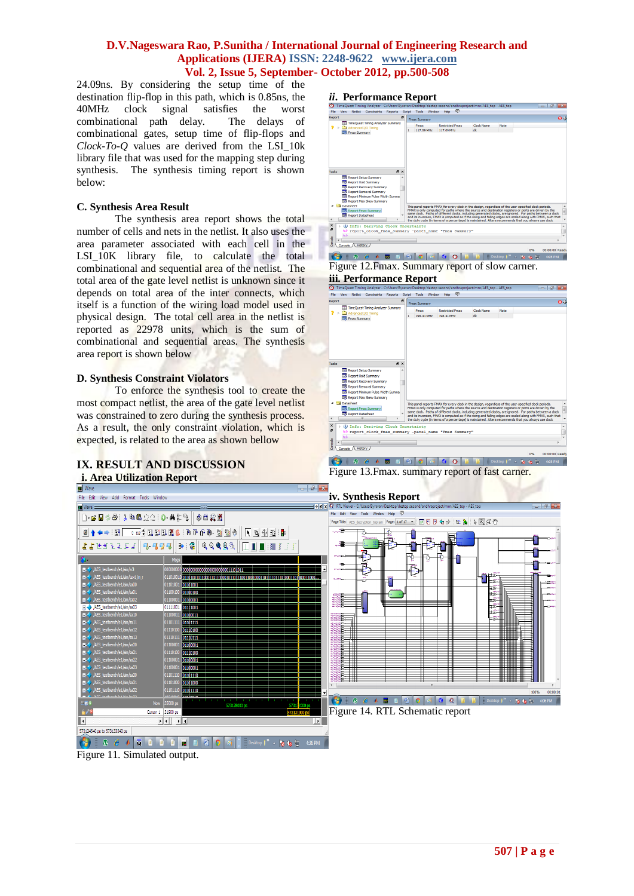24.09ns. By considering the setup time of the destination flip-flop in this path, which is 0.85ns, the 40MHz clock signal satisfies the worst combinational path delay. The delays of combinational gates, setup time of flip-flops and *Clock-To-Q* values are derived from the LSI_10k library file that was used for the mapping step during synthesis. The synthesis timing report is shown below:

### C. Synthesis Area Result

The synthesis area report shows the total number of cells and nets in the netlist. It also uses the area parameter associated with each cell in the LSI_10K library file, to calculate the total combinational and sequential area of the netlist. The total area of the gate level netlist is unknown since it depends on total area of the inter connects, which itself is a function of the wiring load model used in physical design. The total cell area in the netlist is reported as 22978 units, which is the sum of combinational and sequential areas. The synthesis area report is shown below

### D. Synthesis Constraint Violators

To enforce the synthesis tool to create the most compact netlist, the area of the gate level netlist was constrained to zero during the synthesis process. As a result, the only constraint violation, which is expected, is related to the area as shown bellow

## IX. RESULT AND DISCUSSION

### i. Area Utilization Report

Figure 11. Simulated output.

### ii. Performance Report

Figure 12.Fmax. Summary report of slow carner.

### iii. Performance Report

Figure 13.Fmax. summary report of fast carner.

### iv. Synthesis Report

Figure 14. RTL Schematic report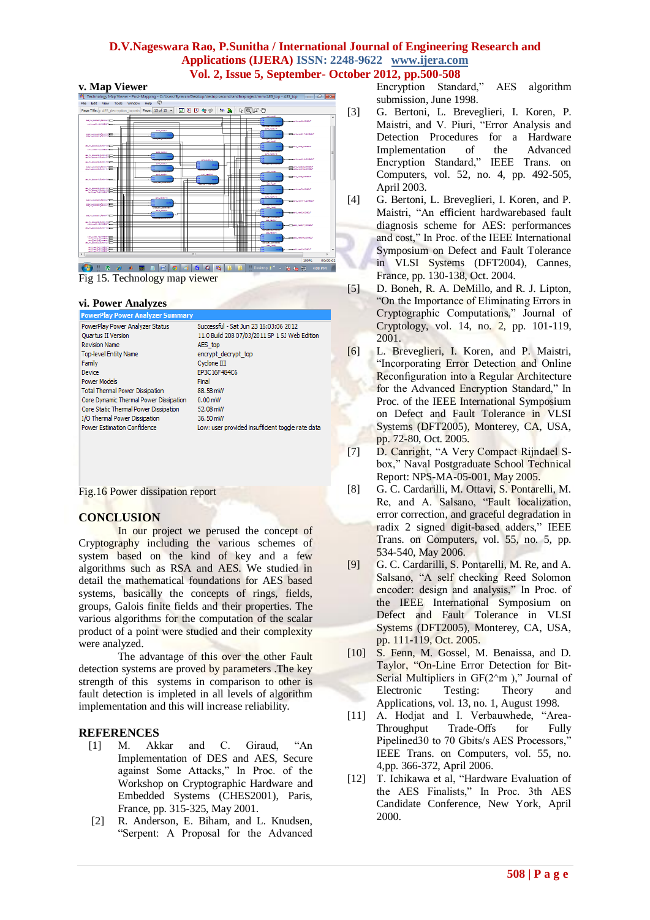### v. Map Viewer

Fig 15. Technology map viewer

### vi. Power Analyzes

| PowerPlay Power Analyzer Summary | |
|---|---|
| PowerPlay Power Analyzer Status | Successful - Sat Jun 23 16:03:06 2012 |
| Quartus II Version | 11.0 Build 208 07/03/2011 SP 1 SJ Web Edition |
| Revision Name | AES_top |
| Top-level Entity Name | encrypt_decrypt_top |
| Family | Cyclone III |
| Device | EP3C16F484C6 |
| Power Models | Final |
| Total Thermal Power Dissipation | 88.58 mW |
| Core Dynamic Thermal Power Dissipation | 0.00 mW |
| Core Static Thermal Power Dissipation | 52.08 mW |
| I/O Thermal Power Dissipation | 36.50 mW |
| Power Estimation Confidence | Low: user provided insufficient toggle rate data |

Fig.16 Power dissipation report

## CONCLUSION

In our project we perused the concept of Cryptography including the various schemes of system based on the kind of key and a few algorithms such as RSA and AES. We studied in detail the mathematical foundations for AES based systems, basically the concepts of rings, fields, groups, Galois finite fields and their properties. The various algorithms for the computation of the scalar product of a point were studied and their complexity were analyzed.

The advantage of this over the other Fault detection systems are proved by parameters .The key strength of this systems in comparison to other is fault detection is impleted in all levels of algorithm implementation and this will increase reliability.

## REFERENCES

[1] M. Akkar and C. Giraud, "An Implementation of DES and AES, Secure against Some Attacks," In Proc. of the Workshop on Cryptographic Hardware and Embedded Systems (CHES2001), Paris, France, pp. 315-325, May 2001.

[2] R. Anderson, E. Biham, and L. Knudsen, "Serpent: A Proposal for the Advanced Encryption Standard," AES algorithm submission, June 1998.

[3] G. Bertoni, L. Breveglieri, I. Koren, P. Maistri, and V. Piuri, "Error Analysis and Detection Procedures for a Hardware Implementation of the Advanced Encryption Standard," IEEE Trans. on Computers, vol. 52, no. 4, pp. 492-505, April 2003.

[4] G. Bertoni, L. Breveglieri, I. Koren, and P. Maistri, "An efficient hardwarebased fault diagnosis scheme for AES: performances and cost," In Proc. of the IEEE International Symposium on Defect and Fault Tolerance in VLSI Systems (DFT2004), Cannes, France, pp. 130-138, Oct. 2004.

[5] D. Boneh, R. A. DeMillo, and R. J. Lipton, "On the Importance of Eliminating Errors in Cryptographic Computations," Journal of Cryptology, vol. 14, no. 2, pp. 101-119, 2001.

[6] L. Breveglieri, I. Koren, and P. Maistri, "Incorporating Error Detection and Online Reconfiguration into a Regular Architecture for the Advanced Encryption Standard," In Proc. of the IEEE International Symposium on Defect and Fault Tolerance in VLSI Systems (DFT2005), Monterey, CA, USA, pp. 72-80, Oct. 2005.

[7] D. Canright, "A Very Compact Rijndael S-box," Naval Postgraduate School Technical Report: NPS-MA-05-001, May 2005.

[8] G. C. Cardarilli, M. Ottavi, S. Pontarelli, M. Re, and A. Salsano, "Fault localization, error correction, and graceful degradation in radix 2 signed digit-based adders," IEEE Trans. on Computers, vol. 55, no. 5, pp. 534-540, May 2006.

[9] G. C. Cardarilli, S. Pontarelli, M. Re, and A. Salsano, "A self checking Reed Solomon encoder: design and analysis," In Proc. of the IEEE International Symposium on Defect and Fault Tolerance in VLSI Systems (DFT2005), Monterey, CA, USA, pp. 111-119, Oct. 2005.

[10] S. Fenn, M. Gossel, M. Benaissa, and D. Taylor, "On-Line Error Detection for Bit-Serial Multipliers in GF(2^m )," Journal of Electronic Testing: Theory and Applications, vol. 13, no. 1, August 1998.

[11] A. Hodjat and I. Verbauwhede, "Area-Throughput Trade-Offs for Fully Pipelined30 to 70 Gbits/s AES Processors," IEEE Trans. on Computers, vol. 55, no. 4,pp. 366-372, April 2006.

[12] T. Ichikawa et al, "Hardware Evaluation of the AES Finalists," In Proc. 3th AES Candidate Conference, New York, April 2000.